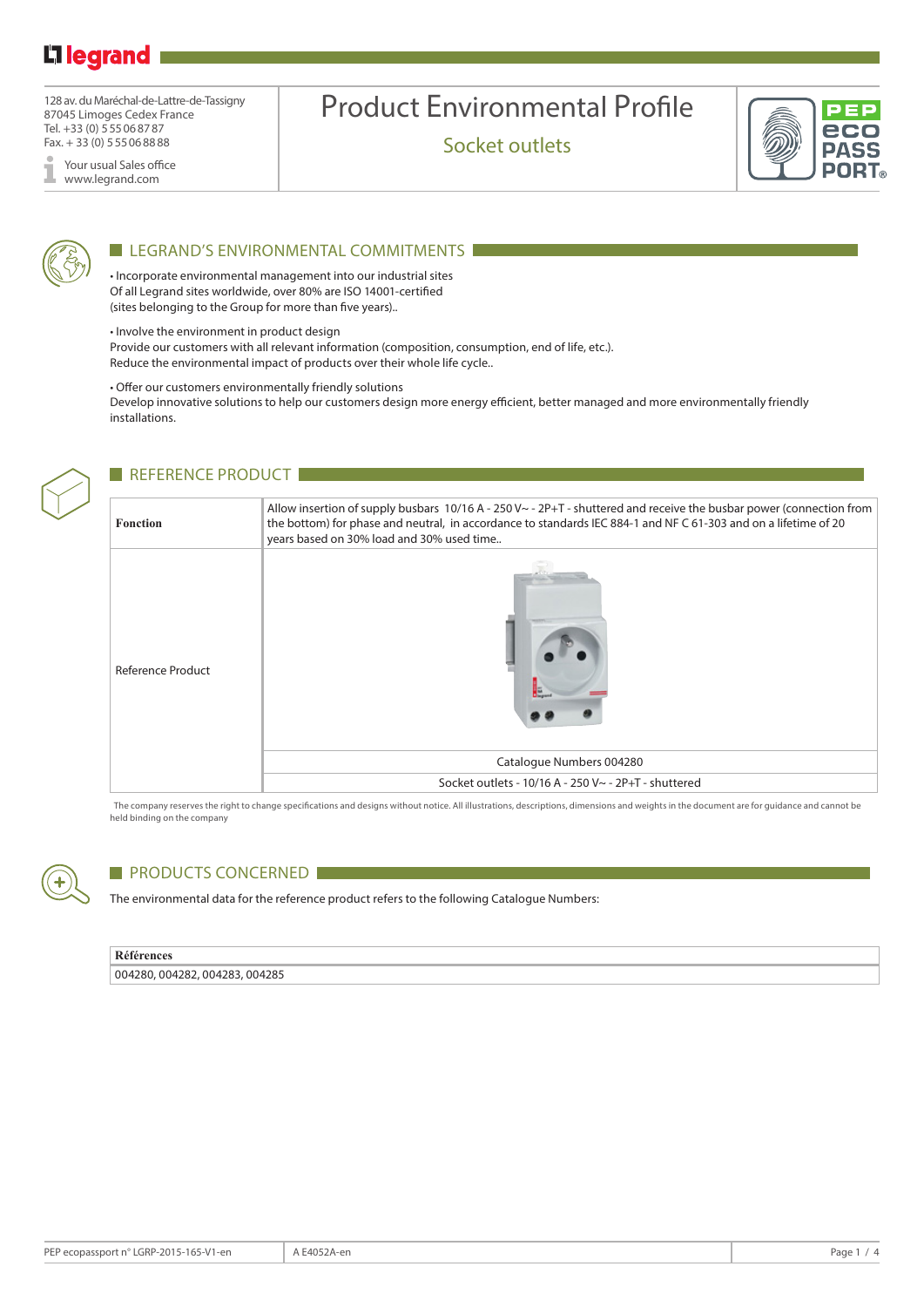legrand

128 av. du Maréchal-de-Lattre-de-Tassigny
87045 Limoges Cedex France
Tel. +33 (0) 5 55 06 87 87
Fax. + 33 (0) 5 55 06 88 88

Your usual Sales office
www.legrand.com

# Product Environmental Profile

## Socket outlets

PEP eco PASS PORT®

## LEGRAND'S ENVIRONMENTAL COMMITMENTS

• Incorporate environmental management into our industrial sites
Of all Legrand sites worldwide, over 80% are ISO 14001-certified
(sites belonging to the Group for more than five years)..

• Involve the environment in product design
Provide our customers with all relevant information (composition, consumption, end of life, etc.).
Reduce the environmental impact of products over their whole life cycle..

• Offer our customers environmentally friendly solutions
Develop innovative solutions to help our customers design more energy efficient, better managed and more environmentally friendly installations.

## REFERENCE PRODUCT

| **Fonction** | Allow insertion of supply busbars 10/16 A - 250 V~ - 2P+T - shuttered and receive the busbar power (connection from the bottom) for phase and neutral, in accordance to standards IEC 884-1 and NF C 61-303 and on a lifetime of 20 years based on 30% load and 30% used time.. |
|---|---|
| Reference Product | Catalogue Numbers 004280 |
| | Socket outlets - 10/16 A - 250 V~ - 2P+T - shuttered |

The company reserves the right to change specifications and designs without notice. All illustrations, descriptions, dimensions and weights in the document are for guidance and cannot be held binding on the company

## PRODUCTS CONCERNED

The environmental data for the reference product refers to the following Catalogue Numbers:

| **Références** |
|---|
| 004280, 004282, 004283, 004285 |

PEP ecopassport n° LGRP-2015-165-V1-en | A E4052A-en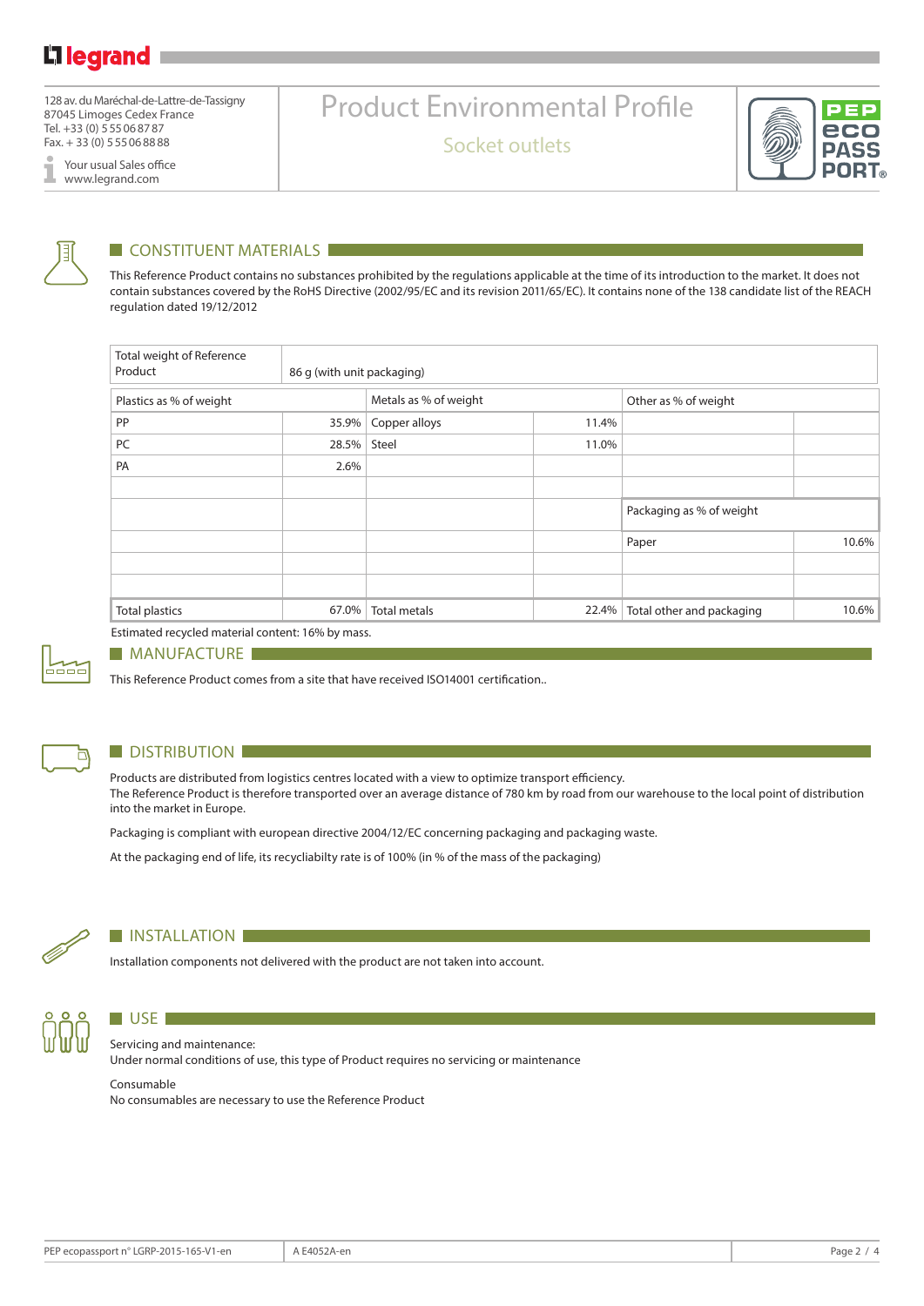## CONSTITUENT MATERIALS

This Reference Product contains no substances prohibited by the regulations applicable at the time of its introduction to the market. It does not contain substances covered by the RoHS Directive (2002/95/EC and its revision 2011/65/EC). It contains none of the 138 candidate list of the REACH regulation dated 19/12/2012

| Total weight of Reference Product | 86 g (with unit packaging) | | | | |
|---|---|---|---|---|---|
| Plastics as % of weight | | Metals as % of weight | | Other as % of weight | |
| PP | 35.9% | Copper alloys | 11.4% | | |
| PC | 28.5% | Steel | 11.0% | | |
| PA | 2.6% | | | | |
| | | | | | |
| | | | | Packaging as % of weight | |
| | | | | Paper | 10.6% |
| | | | | | |
| | | | | | |
| Total plastics | 67.0% | Total metals | 22.4% | Total other and packaging | 10.6% |

Estimated recycled material content: 16% by mass.

## MANUFACTURE

This Reference Product comes from a site that have received ISO14001 certification..

## DISTRIBUTION

Products are distributed from logistics centres located with a view to optimize transport efficiency.
The Reference Product is therefore transported over an average distance of 780 km by road from our warehouse to the local point of distribution into the market in Europe.

Packaging is compliant with european directive 2004/12/EC concerning packaging and packaging waste.

At the packaging end of life, its recycliabilty rate is of 100% (in % of the mass of the packaging)

## INSTALLATION

Installation components not delivered with the product are not taken into account.

## USE

Servicing and maintenance:
Under normal conditions of use, this type of Product requires no servicing or maintenance

Consumable
No consumables are necessary to use the Reference Product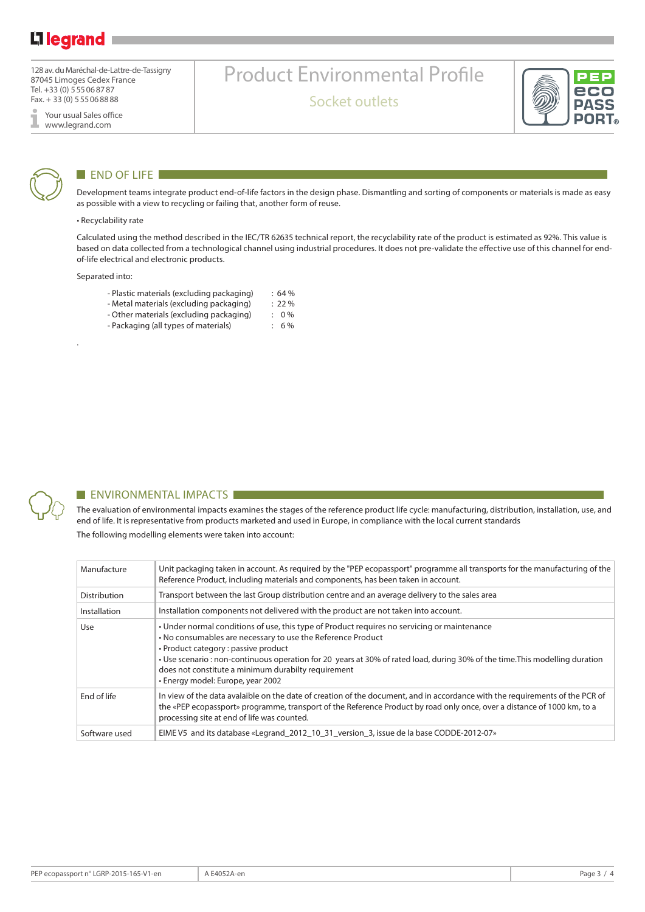## END OF LIFE

Development teams integrate product end-of-life factors in the design phase. Dismantling and sorting of components or materials is made as easy as possible with a view to recycling or failing that, another form of reuse.

• Recyclability rate

Calculated using the method described in the IEC/TR 62635 technical report, the recyclability rate of the product is estimated as 92%. This value is based on data collected from a technological channel using industrial procedures. It does not pre-validate the effective use of this channel for end-of-life electrical and electronic products.

Separated into:

- Plastic materials (excluding packaging) : 64 %
- Metal materials (excluding packaging) : 22 %
- Other materials (excluding packaging) : 0 %
- Packaging (all types of materials) : 6 %

.

## ENVIRONMENTAL IMPACTS

The evaluation of environmental impacts examines the stages of the reference product life cycle: manufacturing, distribution, installation, use, and end of life. It is representative from products marketed and used in Europe, in compliance with the local current standards

The following modelling elements were taken into account:

| | |
|---|---|
| Manufacture | Unit packaging taken in account. As required by the "PEP ecopassport" programme all transports for the manufacturing of the Reference Product, including materials and components, has been taken in account. |
| Distribution | Transport between the last Group distribution centre and an average delivery to the sales area |
| Installation | Installation components not delivered with the product are not taken into account. |
| Use | • Under normal conditions of use, this type of Product requires no servicing or maintenance<br>• No consumables are necessary to use the Reference Product<br>• Product category : passive product<br>• Use scenario : non-continuous operation for 20 years at 30% of rated load, during 30% of the time.This modelling duration does not constitute a minimum durabilty requirement<br>• Energy model: Europe, year 2002 |
| End of life | In view of the data avalaible on the date of creation of the document, and in accordance with the requirements of the PCR of the «PEP ecopassport» programme, transport of the Reference Product by road only once, over a distance of 1000 km, to a processing site at end of life was counted. |
| Software used | EIME V5 and its database «Legrand_2012_10_31_version_3, issue de la base CODDE-2012-07» |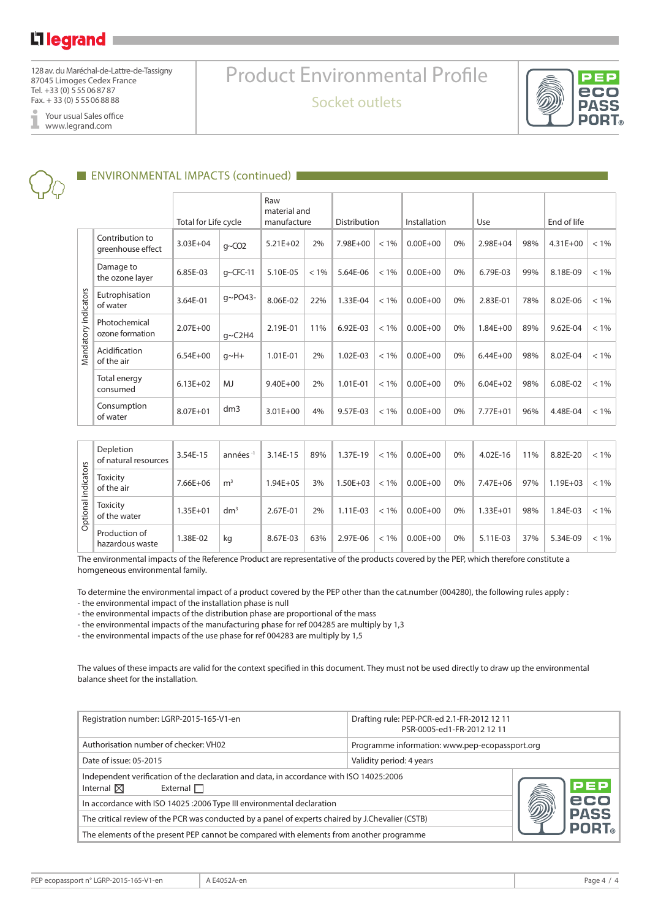Product Environmental Profile

Socket outlets

128 av. du Maréchal-de-Lattre-de-Tassigny
87045 Limoges Cedex France
Tel. +33 (0) 5 55 06 87 87
Fax. + 33 (0) 5 55 06 88 88

Your usual Sales office
www.legrand.com

## ENVIRONMENTAL IMPACTS (continued)

| | | Total for Life cycle | | Raw material and manufacture | | Distribution | | Installation | | Use | | End of life | |
|---|---|---|---|---|---|---|---|---|---|---|---|---|---|
| Mandatory indicators | Contribution to greenhouse effect | 3.03E+04 | g~CO2 | 5.21E+02 | 2% | 7.98E+00 | < 1% | 0.00E+00 | 0% | 2.98E+04 | 98% | 4.31E+00 | < 1% |
| | Damage to the ozone layer | 6.85E-03 | g~CFC-11 | 5.10E-05 | < 1% | 5.64E-06 | < 1% | 0.00E+00 | 0% | 6.79E-03 | 99% | 8.18E-09 | < 1% |
| | Eutrophisation of water | 3.64E-01 | g~PO43- | 8.06E-02 | 22% | 1.33E-04 | < 1% | 0.00E+00 | 0% | 2.83E-01 | 78% | 8.02E-06 | < 1% |
| | Photochemical ozone formation | 2.07E+00 | g~C2H4 | 2.19E-01 | 11% | 6.92E-03 | < 1% | 0.00E+00 | 0% | 1.84E+00 | 89% | 9.62E-04 | < 1% |
| | Acidification of the air | 6.54E+00 | g~H+ | 1.01E-01 | 2% | 1.02E-03 | < 1% | 0.00E+00 | 0% | 6.44E+00 | 98% | 8.02E-04 | < 1% |
| | Total energy consumed | 6.13E+02 | MJ | 9.40E+00 | 2% | 1.01E-01 | < 1% | 0.00E+00 | 0% | 6.04E+02 | 98% | 6.08E-02 | < 1% |
| | Consumption of water | 8.07E+01 | dm3 | 3.01E+00 | 4% | 9.57E-03 | < 1% | 0.00E+00 | 0% | 7.77E+01 | 96% | 4.48E-04 | < 1% |

| | | | | | | | | | | | | | |
|---|---|---|---|---|---|---|---|---|---|---|---|---|---|
| Optional indicators | Depletion of natural resources | 3.54E-15 | années $^{-1}$ | 3.14E-15 | 89% | 1.37E-19 | < 1% | 0.00E+00 | 0% | 4.02E-16 | 11% | 8.82E-20 | < 1% |
| | Toxicity of the air | 7.66E+06 | $m^3$ | 1.94E+05 | 3% | 1.50E+03 | < 1% | 0.00E+00 | 0% | 7.47E+06 | 97% | 1.19E+03 | < 1% |
| | Toxicity of the water | 1.35E+01 | $dm^3$ | 2.67E-01 | 2% | 1.11E-03 | < 1% | 0.00E+00 | 0% | 1.33E+01 | 98% | 1.84E-03 | < 1% |
| | Production of hazardous waste | 1.38E-02 | kg | 8.67E-03 | 63% | 2.97E-06 | < 1% | 0.00E+00 | 0% | 5.11E-03 | 37% | 5.34E-09 | < 1% |

The environmental impacts of the Reference Product are representative of the products covered by the PEP, which therefore constitute a homgeneous environmental family.

To determine the environmental impact of a product covered by the PEP other than the cat.number (004280), the following rules apply :
- the environmental impact of the installation phase is null
- the environmental impacts of the distribution phase are proportional of the mass
- the environmental impacts of the manufacturing phase for ref 004285 are multiply by 1,3
- the environmental impacts of the use phase for ref 004283 are multiply by 1,5

The values of these impacts are valid for the context specified in this document. They must not be used directly to draw up the environmental balance sheet for the installation.

| | |
|---|---|
| Registration number: LGRP-2015-165-V1-en | Drafting rule: PEP-PCR-ed 2.1-FR-2012 12 11 PSR-0005-ed1-FR-2012 12 11 |
| Authorisation number of checker: VH02 | Programme information: www.pep-ecopassport.org |
| Date of issue: 05-2015 | Validity period: 4 years |
| Independent verification of the declaration and data, in accordance with ISO 14025:2006 Internal ☒ External ☐ | |
| In accordance with ISO 14025 :2006 Type III environmental declaration | |
| The critical review of the PCR was conducted by a panel of experts chaired by J.Chevalier (CSTB) | |
| The elements of the present PEP cannot be compared with elements from another programme | |

PEP ecopassport n° LGRP-2015-165-V1-en | A E4052A-en